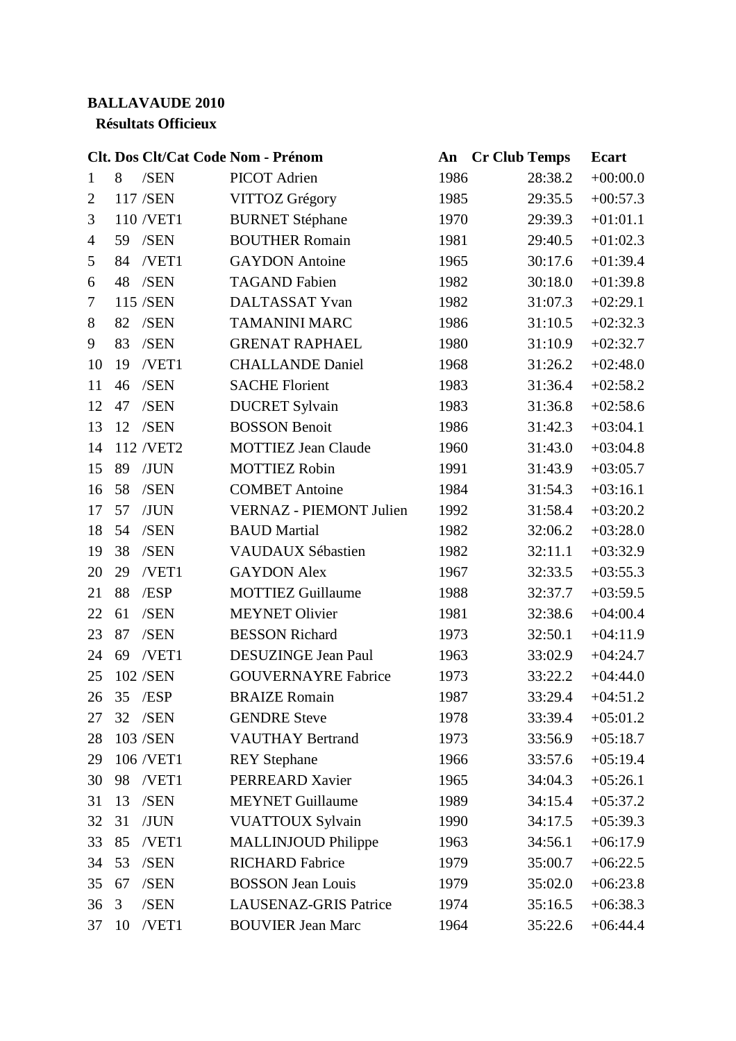**BALLAVAUDE 2010**

**Résultats Officieux**

| Clt. | Dos | Clt/Cat | Code | Nom - Prénom | An | Cr | Club | Temps | Ecart |
|---|---|---|---|---|---|---|---|---|---|
| 1 | 8 | /SEN | | PICOT Adrien | 1986 | | | 28:38.2 | +00:00.0 |
| 2 | 117 | /SEN | | VITTOZ Grégory | 1985 | | | 29:35.5 | +00:57.3 |
| 3 | 110 | /VET1 | | BURNET Stéphane | 1970 | | | 29:39.3 | +01:01.1 |
| 4 | 59 | /SEN | | BOUTHER Romain | 1981 | | | 29:40.5 | +01:02.3 |
| 5 | 84 | /VET1 | | GAYDON Antoine | 1965 | | | 30:17.6 | +01:39.4 |
| 6 | 48 | /SEN | | TAGAND Fabien | 1982 | | | 30:18.0 | +01:39.8 |
| 7 | 115 | /SEN | | DALTASSAT Yvan | 1982 | | | 31:07.3 | +02:29.1 |
| 8 | 82 | /SEN | | TAMANINI MARC | 1986 | | | 31:10.5 | +02:32.3 |
| 9 | 83 | /SEN | | GRENAT RAPHAEL | 1980 | | | 31:10.9 | +02:32.7 |
| 10 | 19 | /VET1 | | CHALLANDE Daniel | 1968 | | | 31:26.2 | +02:48.0 |
| 11 | 46 | /SEN | | SACHE Florient | 1983 | | | 31:36.4 | +02:58.2 |
| 12 | 47 | /SEN | | DUCRET Sylvain | 1983 | | | 31:36.8 | +02:58.6 |
| 13 | 12 | /SEN | | BOSSON Benoit | 1986 | | | 31:42.3 | +03:04.1 |
| 14 | 112 | /VET2 | | MOTTIEZ Jean Claude | 1960 | | | 31:43.0 | +03:04.8 |
| 15 | 89 | /JUN | | MOTTIEZ Robin | 1991 | | | 31:43.9 | +03:05.7 |
| 16 | 58 | /SEN | | COMBET Antoine | 1984 | | | 31:54.3 | +03:16.1 |
| 17 | 57 | /JUN | | VERNAZ - PIEMONT Julien | 1992 | | | 31:58.4 | +03:20.2 |
| 18 | 54 | /SEN | | BAUD Martial | 1982 | | | 32:06.2 | +03:28.0 |
| 19 | 38 | /SEN | | VAUDAUX Sébastien | 1982 | | | 32:11.1 | +03:32.9 |
| 20 | 29 | /VET1 | | GAYDON Alex | 1967 | | | 32:33.5 | +03:55.3 |
| 21 | 88 | /ESP | | MOTTIEZ Guillaume | 1988 | | | 32:37.7 | +03:59.5 |
| 22 | 61 | /SEN | | MEYNET Olivier | 1981 | | | 32:38.6 | +04:00.4 |
| 23 | 87 | /SEN | | BESSON Richard | 1973 | | | 32:50.1 | +04:11.9 |
| 24 | 69 | /VET1 | | DESUZINGE Jean Paul | 1963 | | | 33:02.9 | +04:24.7 |
| 25 | 102 | /SEN | | GOUVERNAYRE Fabrice | 1973 | | | 33:22.2 | +04:44.0 |
| 26 | 35 | /ESP | | BRAIZE Romain | 1987 | | | 33:29.4 | +04:51.2 |
| 27 | 32 | /SEN | | GENDRE Steve | 1978 | | | 33:39.4 | +05:01.2 |
| 28 | 103 | /SEN | | VAUTHAY Bertrand | 1973 | | | 33:56.9 | +05:18.7 |
| 29 | 106 | /VET1 | | REY Stephane | 1966 | | | 33:57.6 | +05:19.4 |
| 30 | 98 | /VET1 | | PERREARD Xavier | 1965 | | | 34:04.3 | +05:26.1 |
| 31 | 13 | /SEN | | MEYNET Guillaume | 1989 | | | 34:15.4 | +05:37.2 |
| 32 | 31 | /JUN | | VUATTOUX Sylvain | 1990 | | | 34:17.5 | +05:39.3 |
| 33 | 85 | /VET1 | | MALLINJOUD Philippe | 1963 | | | 34:56.1 | +06:17.9 |
| 34 | 53 | /SEN | | RICHARD Fabrice | 1979 | | | 35:00.7 | +06:22.5 |
| 35 | 67 | /SEN | | BOSSON Jean Louis | 1979 | | | 35:02.0 | +06:23.8 |
| 36 | 3 | /SEN | | LAUSENAZ-GRIS Patrice | 1974 | | | 35:16.5 | +06:38.3 |
| 37 | 10 | /VET1 | | BOUVIER Jean Marc | 1964 | | | 35:22.6 | +06:44.4 |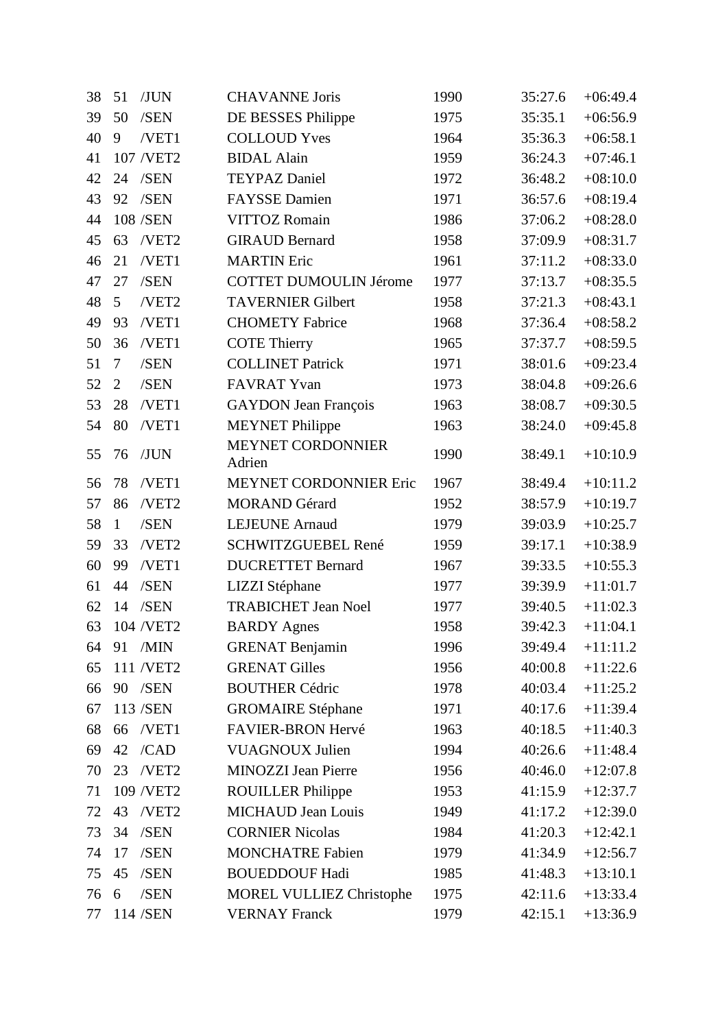| | | | | | | |
|---|---|---|---|---|---|---|
| 38 | 51 | /JUN | CHAVANNE Joris | 1990 | 35:27.6 | +06:49.4 |
| 39 | 50 | /SEN | DE BESSES Philippe | 1975 | 35:35.1 | +06:56.9 |
| 40 | 9 | /VET1 | COLLOUD Yves | 1964 | 35:36.3 | +06:58.1 |
| 41 | 107 | /VET2 | BIDAL Alain | 1959 | 36:24.3 | +07:46.1 |
| 42 | 24 | /SEN | TEYPAZ Daniel | 1972 | 36:48.2 | +08:10.0 |
| 43 | 92 | /SEN | FAYSSE Damien | 1971 | 36:57.6 | +08:19.4 |
| 44 | 108 | /SEN | VITTOZ Romain | 1986 | 37:06.2 | +08:28.0 |
| 45 | 63 | /VET2 | GIRAUD Bernard | 1958 | 37:09.9 | +08:31.7 |
| 46 | 21 | /VET1 | MARTIN Eric | 1961 | 37:11.2 | +08:33.0 |
| 47 | 27 | /SEN | COTTET DUMOULIN Jérome | 1977 | 37:13.7 | +08:35.5 |
| 48 | 5 | /VET2 | TAVERNIER Gilbert | 1958 | 37:21.3 | +08:43.1 |
| 49 | 93 | /VET1 | CHOMETY Fabrice | 1968 | 37:36.4 | +08:58.2 |
| 50 | 36 | /VET1 | COTE Thierry | 1965 | 37:37.7 | +08:59.5 |
| 51 | 7 | /SEN | COLLINET Patrick | 1971 | 38:01.6 | +09:23.4 |
| 52 | 2 | /SEN | FAVRAT Yvan | 1973 | 38:04.8 | +09:26.6 |
| 53 | 28 | /VET1 | GAYDON Jean François | 1963 | 38:08.7 | +09:30.5 |
| 54 | 80 | /VET1 | MEYNET Philippe | 1963 | 38:24.0 | +09:45.8 |
| 55 | 76 | /JUN | MEYNET CORDONNIER Adrien | 1990 | 38:49.1 | +10:10.9 |
| 56 | 78 | /VET1 | MEYNET CORDONNIER Eric | 1967 | 38:49.4 | +10:11.2 |
| 57 | 86 | /VET2 | MORAND Gérard | 1952 | 38:57.9 | +10:19.7 |
| 58 | 1 | /SEN | LEJEUNE Arnaud | 1979 | 39:03.9 | +10:25.7 |
| 59 | 33 | /VET2 | SCHWITZGUEBEL René | 1959 | 39:17.1 | +10:38.9 |
| 60 | 99 | /VET1 | DUCRETTET Bernard | 1967 | 39:33.5 | +10:55.3 |
| 61 | 44 | /SEN | LIZZI Stéphane | 1977 | 39:39.9 | +11:01.7 |
| 62 | 14 | /SEN | TRABICHET Jean Noel | 1977 | 39:40.5 | +11:02.3 |
| 63 | 104 | /VET2 | BARDY Agnes | 1958 | 39:42.3 | +11:04.1 |
| 64 | 91 | /MIN | GRENAT Benjamin | 1996 | 39:49.4 | +11:11.2 |
| 65 | 111 | /VET2 | GRENAT Gilles | 1956 | 40:00.8 | +11:22.6 |
| 66 | 90 | /SEN | BOUTHER Cédric | 1978 | 40:03.4 | +11:25.2 |
| 67 | 113 | /SEN | GROMAIRE Stéphane | 1971 | 40:17.6 | +11:39.4 |
| 68 | 66 | /VET1 | FAVIER-BRON Hervé | 1963 | 40:18.5 | +11:40.3 |
| 69 | 42 | /CAD | VUAGNOUX Julien | 1994 | 40:26.6 | +11:48.4 |
| 70 | 23 | /VET2 | MINOZZI Jean Pierre | 1956 | 40:46.0 | +12:07.8 |
| 71 | 109 | /VET2 | ROUILLER Philippe | 1953 | 41:15.9 | +12:37.7 |
| 72 | 43 | /VET2 | MICHAUD Jean Louis | 1949 | 41:17.2 | +12:39.0 |
| 73 | 34 | /SEN | CORNIER Nicolas | 1984 | 41:20.3 | +12:42.1 |
| 74 | 17 | /SEN | MONCHATRE Fabien | 1979 | 41:34.9 | +12:56.7 |
| 75 | 45 | /SEN | BOUEDDOUF Hadi | 1985 | 41:48.3 | +13:10.1 |
| 76 | 6 | /SEN | MOREL VULLIEZ Christophe | 1975 | 42:11.6 | +13:33.4 |
| 77 | 114 | /SEN | VERNAY Franck | 1979 | 42:15.1 | +13:36.9 |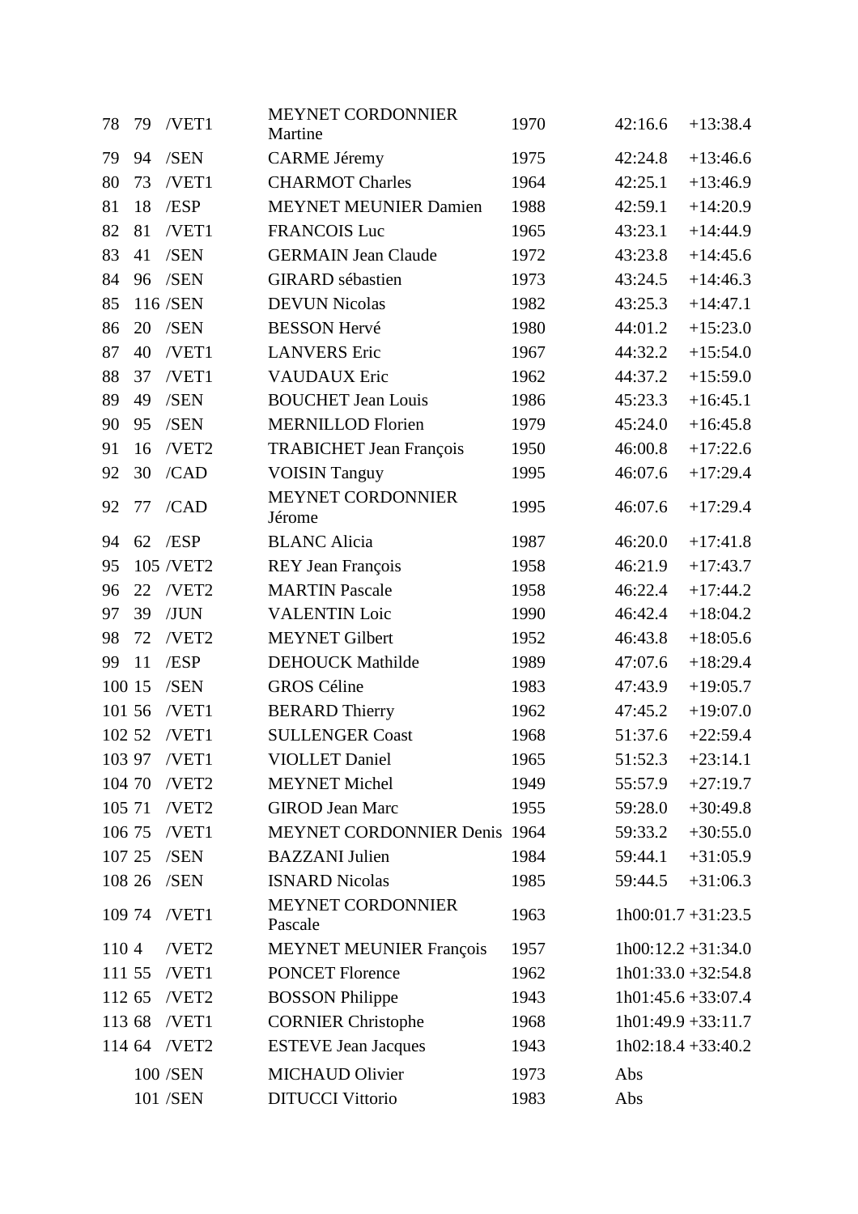| | | | | | | |
|---|---|---|---|---|---|---|
| 78 | 79 | /VET1 | MEYNET CORDONNIER Martine | 1970 | 42:16.6 | +13:38.4 |
| 79 | 94 | /SEN | CARME Jéremy | 1975 | 42:24.8 | +13:46.6 |
| 80 | 73 | /VET1 | CHARMOT Charles | 1964 | 42:25.1 | +13:46.9 |
| 81 | 18 | /ESP | MEYNET MEUNIER Damien | 1988 | 42:59.1 | +14:20.9 |
| 82 | 81 | /VET1 | FRANCOIS Luc | 1965 | 43:23.1 | +14:44.9 |
| 83 | 41 | /SEN | GERMAIN Jean Claude | 1972 | 43:23.8 | +14:45.6 |
| 84 | 96 | /SEN | GIRARD sébastien | 1973 | 43:24.5 | +14:46.3 |
| 85 | 116 | /SEN | DEVUN Nicolas | 1982 | 43:25.3 | +14:47.1 |
| 86 | 20 | /SEN | BESSON Hervé | 1980 | 44:01.2 | +15:23.0 |
| 87 | 40 | /VET1 | LANVERS Eric | 1967 | 44:32.2 | +15:54.0 |
| 88 | 37 | /VET1 | VAUDAUX Eric | 1962 | 44:37.2 | +15:59.0 |
| 89 | 49 | /SEN | BOUCHET Jean Louis | 1986 | 45:23.3 | +16:45.1 |
| 90 | 95 | /SEN | MERNILLOD Florien | 1979 | 45:24.0 | +16:45.8 |
| 91 | 16 | /VET2 | TRABICHET Jean François | 1950 | 46:00.8 | +17:22.6 |
| 92 | 30 | /CAD | VOISIN Tanguy | 1995 | 46:07.6 | +17:29.4 |
| 92 | 77 | /CAD | MEYNET CORDONNIER Jérome | 1995 | 46:07.6 | +17:29.4 |
| 94 | 62 | /ESP | BLANC Alicia | 1987 | 46:20.0 | +17:41.8 |
| 95 | 105 | /VET2 | REY Jean François | 1958 | 46:21.9 | +17:43.7 |
| 96 | 22 | /VET2 | MARTIN Pascale | 1958 | 46:22.4 | +17:44.2 |
| 97 | 39 | /JUN | VALENTIN Loic | 1990 | 46:42.4 | +18:04.2 |
| 98 | 72 | /VET2 | MEYNET Gilbert | 1952 | 46:43.8 | +18:05.6 |
| 99 | 11 | /ESP | DEHOUCK Mathilde | 1989 | 47:07.6 | +18:29.4 |
| 100 | 15 | /SEN | GROS Céline | 1983 | 47:43.9 | +19:05.7 |
| 101 | 56 | /VET1 | BERARD Thierry | 1962 | 47:45.2 | +19:07.0 |
| 102 | 52 | /VET1 | SULLENGER Coast | 1968 | 51:37.6 | +22:59.4 |
| 103 | 97 | /VET1 | VIOLLET Daniel | 1965 | 51:52.3 | +23:14.1 |
| 104 | 70 | /VET2 | MEYNET Michel | 1949 | 55:57.9 | +27:19.7 |
| 105 | 71 | /VET2 | GIROD Jean Marc | 1955 | 59:28.0 | +30:49.8 |
| 106 | 75 | /VET1 | MEYNET CORDONNIER Denis | 1964 | 59:33.2 | +30:55.0 |
| 107 | 25 | /SEN | BAZZANI Julien | 1984 | 59:44.1 | +31:05.9 |
| 108 | 26 | /SEN | ISNARD Nicolas | 1985 | 59:44.5 | +31:06.3 |
| 109 | 74 | /VET1 | MEYNET CORDONNIER Pascale | 1963 | 1h00:01.7 | +31:23.5 |
| 110 | 4 | /VET2 | MEYNET MEUNIER François | 1957 | 1h00:12.2 | +31:34.0 |
| 111 | 55 | /VET1 | PONCET Florence | 1962 | 1h01:33.0 | +32:54.8 |
| 112 | 65 | /VET2 | BOSSON Philippe | 1943 | 1h01:45.6 | +33:07.4 |
| 113 | 68 | /VET1 | CORNIER Christophe | 1968 | 1h01:49.9 | +33:11.7 |
| 114 | 64 | /VET2 | ESTEVE Jean Jacques | 1943 | 1h02:18.4 | +33:40.2 |
| | 100 | /SEN | MICHAUD Olivier | 1973 | Abs | |
| | 101 | /SEN | DITUCCI Vittorio | 1983 | Abs | |